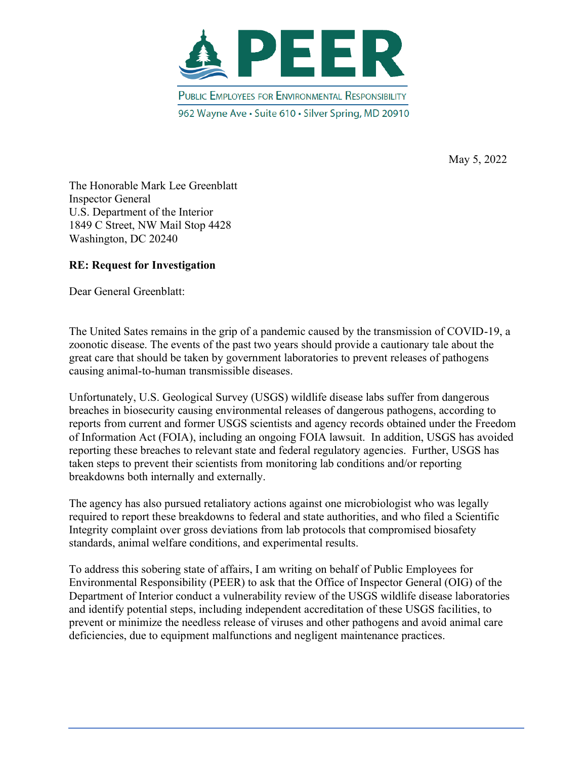# PEER

PUBLIC EMPLOYEES FOR ENVIRONMENTAL RESPONSIBILITY

962 Wayne Ave • Suite 610 • Silver Spring, MD 20910

May 5, 2022

The Honorable Mark Lee Greenblatt
Inspector General
U.S. Department of the Interior
1849 C Street, NW Mail Stop 4428
Washington, DC 20240

**RE: Request for Investigation**

Dear General Greenblatt:

The United Sates remains in the grip of a pandemic caused by the transmission of COVID-19, a zoonotic disease. The events of the past two years should provide a cautionary tale about the great care that should be taken by government laboratories to prevent releases of pathogens causing animal-to-human transmissible diseases.

Unfortunately, U.S. Geological Survey (USGS) wildlife disease labs suffer from dangerous breaches in biosecurity causing environmental releases of dangerous pathogens, according to reports from current and former USGS scientists and agency records obtained under the Freedom of Information Act (FOIA), including an ongoing FOIA lawsuit. In addition, USGS has avoided reporting these breaches to relevant state and federal regulatory agencies. Further, USGS has taken steps to prevent their scientists from monitoring lab conditions and/or reporting breakdowns both internally and externally.

The agency has also pursued retaliatory actions against one microbiologist who was legally required to report these breakdowns to federal and state authorities, and who filed a Scientific Integrity complaint over gross deviations from lab protocols that compromised biosafety standards, animal welfare conditions, and experimental results.

To address this sobering state of affairs, I am writing on behalf of Public Employees for Environmental Responsibility (PEER) to ask that the Office of Inspector General (OIG) of the Department of Interior conduct a vulnerability review of the USGS wildlife disease laboratories and identify potential steps, including independent accreditation of these USGS facilities, to prevent or minimize the needless release of viruses and other pathogens and avoid animal care deficiencies, due to equipment malfunctions and negligent maintenance practices.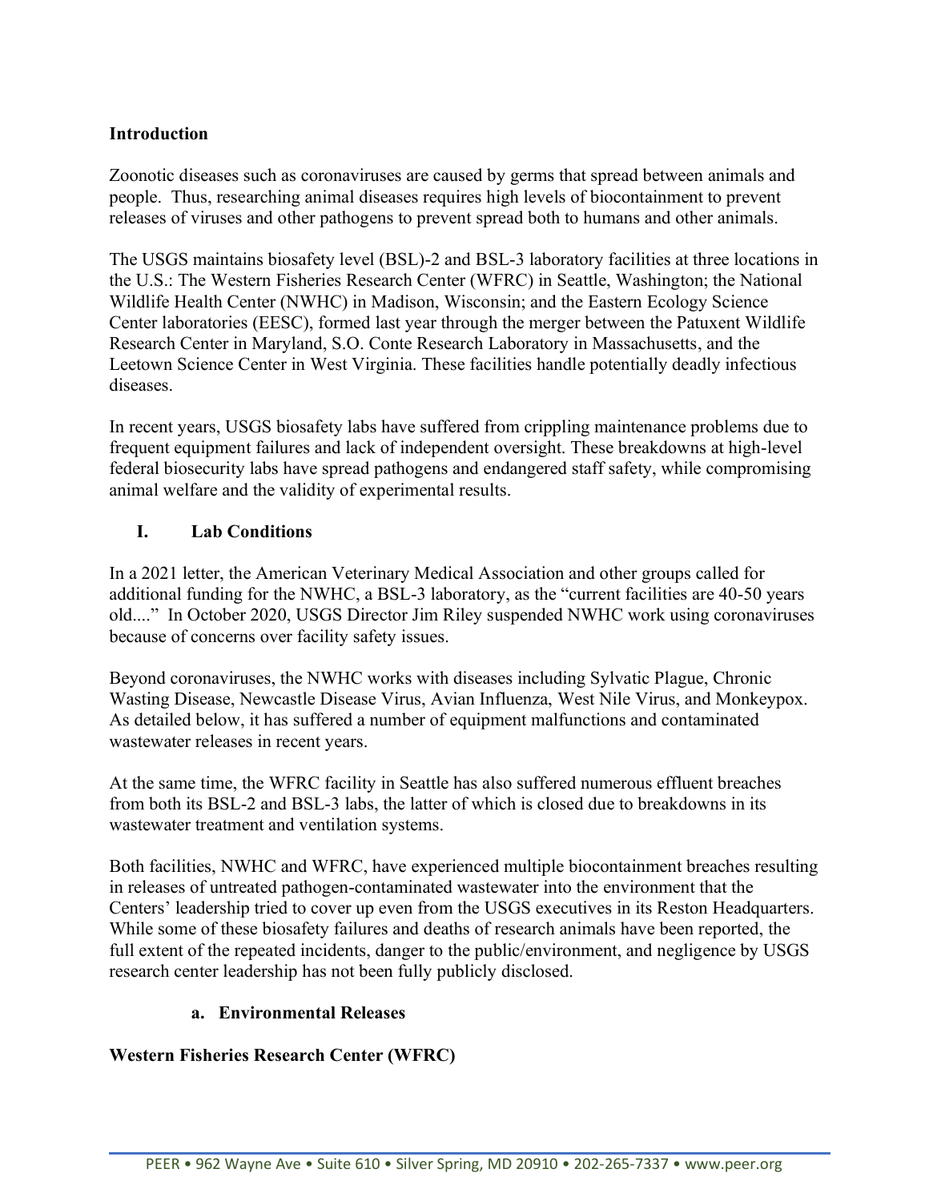## Introduction

Zoonotic diseases such as coronaviruses are caused by germs that spread between animals and people. Thus, researching animal diseases requires high levels of biocontainment to prevent releases of viruses and other pathogens to prevent spread both to humans and other animals.

The USGS maintains biosafety level (BSL)-2 and BSL-3 laboratory facilities at three locations in the U.S.: The Western Fisheries Research Center (WFRC) in Seattle, Washington; the National Wildlife Health Center (NWHC) in Madison, Wisconsin; and the Eastern Ecology Science Center laboratories (EESC), formed last year through the merger between the Patuxent Wildlife Research Center in Maryland, S.O. Conte Research Laboratory in Massachusetts, and the Leetown Science Center in West Virginia. These facilities handle potentially deadly infectious diseases.

In recent years, USGS biosafety labs have suffered from crippling maintenance problems due to frequent equipment failures and lack of independent oversight. These breakdowns at high-level federal biosecurity labs have spread pathogens and endangered staff safety, while compromising animal welfare and the validity of experimental results.

## I. Lab Conditions

In a 2021 letter, the American Veterinary Medical Association and other groups called for additional funding for the NWHC, a BSL-3 laboratory, as the "current facilities are 40-50 years old...." In October 2020, USGS Director Jim Riley suspended NWHC work using coronaviruses because of concerns over facility safety issues.

Beyond coronaviruses, the NWHC works with diseases including Sylvatic Plague, Chronic Wasting Disease, Newcastle Disease Virus, Avian Influenza, West Nile Virus, and Monkeypox. As detailed below, it has suffered a number of equipment malfunctions and contaminated wastewater releases in recent years.

At the same time, the WFRC facility in Seattle has also suffered numerous effluent breaches from both its BSL-2 and BSL-3 labs, the latter of which is closed due to breakdowns in its wastewater treatment and ventilation systems.

Both facilities, NWHC and WFRC, have experienced multiple biocontainment breaches resulting in releases of untreated pathogen-contaminated wastewater into the environment that the Centers' leadership tried to cover up even from the USGS executives in its Reston Headquarters. While some of these biosafety failures and deaths of research animals have been reported, the full extent of the repeated incidents, danger to the public/environment, and negligence by USGS research center leadership has not been fully publicly disclosed.

### a. Environmental Releases

**Western Fisheries Research Center (WFRC)**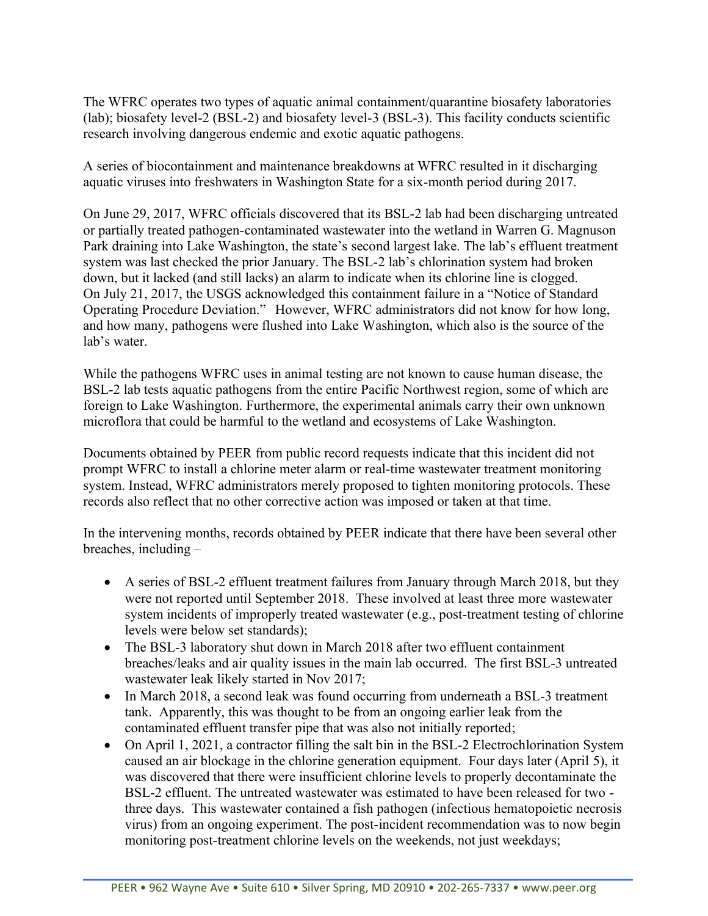The WFRC operates two types of aquatic animal containment/quarantine biosafety laboratories (lab); biosafety level-2 (BSL-2) and biosafety level-3 (BSL-3). This facility conducts scientific research involving dangerous endemic and exotic aquatic pathogens.

A series of biocontainment and maintenance breakdowns at WFRC resulted in it discharging aquatic viruses into freshwaters in Washington State for a six-month period during 2017.

On June 29, 2017, WFRC officials discovered that its BSL-2 lab had been discharging untreated or partially treated pathogen-contaminated wastewater into the wetland in Warren G. Magnuson Park draining into Lake Washington, the state's second largest lake. The lab's effluent treatment system was last checked the prior January. The BSL-2 lab's chlorination system had broken down, but it lacked (and still lacks) an alarm to indicate when its chlorine line is clogged. On July 21, 2017, the USGS acknowledged this containment failure in a "Notice of Standard Operating Procedure Deviation." However, WFRC administrators did not know for how long, and how many, pathogens were flushed into Lake Washington, which also is the source of the lab's water.

While the pathogens WFRC uses in animal testing are not known to cause human disease, the BSL-2 lab tests aquatic pathogens from the entire Pacific Northwest region, some of which are foreign to Lake Washington. Furthermore, the experimental animals carry their own unknown microflora that could be harmful to the wetland and ecosystems of Lake Washington.

Documents obtained by PEER from public record requests indicate that this incident did not prompt WFRC to install a chlorine meter alarm or real-time wastewater treatment monitoring system. Instead, WFRC administrators merely proposed to tighten monitoring protocols. These records also reflect that no other corrective action was imposed or taken at that time.

In the intervening months, records obtained by PEER indicate that there have been several other breaches, including –

- A series of BSL-2 effluent treatment failures from January through March 2018, but they were not reported until September 2018. These involved at least three more wastewater system incidents of improperly treated wastewater (e.g., post-treatment testing of chlorine levels were below set standards);
- The BSL-3 laboratory shut down in March 2018 after two effluent containment breaches/leaks and air quality issues in the main lab occurred. The first BSL-3 untreated wastewater leak likely started in Nov 2017;
- In March 2018, a second leak was found occurring from underneath a BSL-3 treatment tank. Apparently, this was thought to be from an ongoing earlier leak from the contaminated effluent transfer pipe that was also not initially reported;
- On April 1, 2021, a contractor filling the salt bin in the BSL-2 Electrochlorination System caused an air blockage in the chlorine generation equipment. Four days later (April 5), it was discovered that there were insufficient chlorine levels to properly decontaminate the BSL-2 effluent. The untreated wastewater was estimated to have been released for two - three days. This wastewater contained a fish pathogen (infectious hematopoietic necrosis virus) from an ongoing experiment. The post-incident recommendation was to now begin monitoring post-treatment chlorine levels on the weekends, not just weekdays;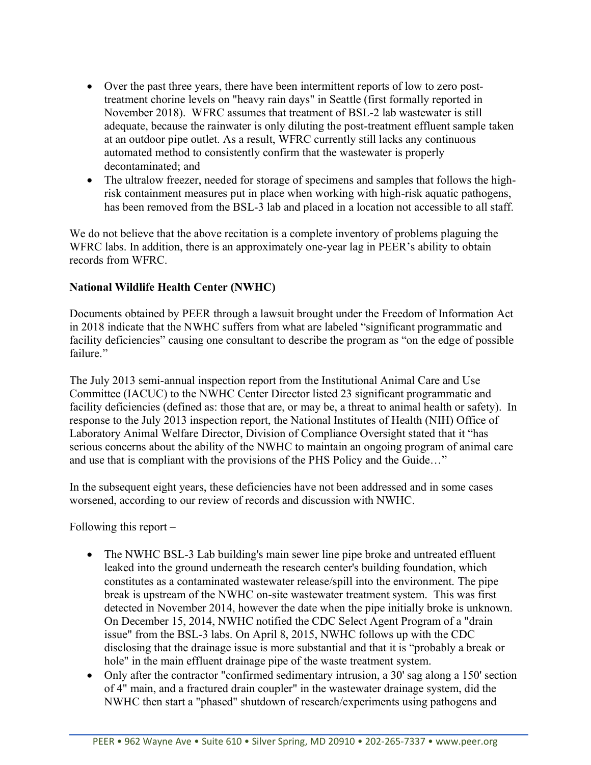- Over the past three years, there have been intermittent reports of low to zero post-treatment chorine levels on "heavy rain days" in Seattle (first formally reported in November 2018). WFRC assumes that treatment of BSL-2 lab wastewater is still adequate, because the rainwater is only diluting the post-treatment effluent sample taken at an outdoor pipe outlet. As a result, WFRC currently still lacks any continuous automated method to consistently confirm that the wastewater is properly decontaminated; and
- The ultralow freezer, needed for storage of specimens and samples that follows the high-risk containment measures put in place when working with high-risk aquatic pathogens, has been removed from the BSL-3 lab and placed in a location not accessible to all staff.

We do not believe that the above recitation is a complete inventory of problems plaguing the WFRC labs. In addition, there is an approximately one-year lag in PEER's ability to obtain records from WFRC.

**National Wildlife Health Center (NWHC)**

Documents obtained by PEER through a lawsuit brought under the Freedom of Information Act in 2018 indicate that the NWHC suffers from what are labeled "significant programmatic and facility deficiencies" causing one consultant to describe the program as "on the edge of possible failure."

The July 2013 semi-annual inspection report from the Institutional Animal Care and Use Committee (IACUC) to the NWHC Center Director listed 23 significant programmatic and facility deficiencies (defined as: those that are, or may be, a threat to animal health or safety). In response to the July 2013 inspection report, the National Institutes of Health (NIH) Office of Laboratory Animal Welfare Director, Division of Compliance Oversight stated that it "has serious concerns about the ability of the NWHC to maintain an ongoing program of animal care and use that is compliant with the provisions of the PHS Policy and the Guide…"

In the subsequent eight years, these deficiencies have not been addressed and in some cases worsened, according to our review of records and discussion with NWHC.

Following this report –

- The NWHC BSL-3 Lab building's main sewer line pipe broke and untreated effluent leaked into the ground underneath the research center's building foundation, which constitutes as a contaminated wastewater release/spill into the environment. The pipe break is upstream of the NWHC on-site wastewater treatment system. This was first detected in November 2014, however the date when the pipe initially broke is unknown. On December 15, 2014, NWHC notified the CDC Select Agent Program of a "drain issue" from the BSL-3 labs. On April 8, 2015, NWHC follows up with the CDC disclosing that the drainage issue is more substantial and that it is "probably a break or hole" in the main effluent drainage pipe of the waste treatment system.
- Only after the contractor "confirmed sedimentary intrusion, a 30' sag along a 150' section of 4" main, and a fractured drain coupler" in the wastewater drainage system, did the NWHC then start a "phased" shutdown of research/experiments using pathogens and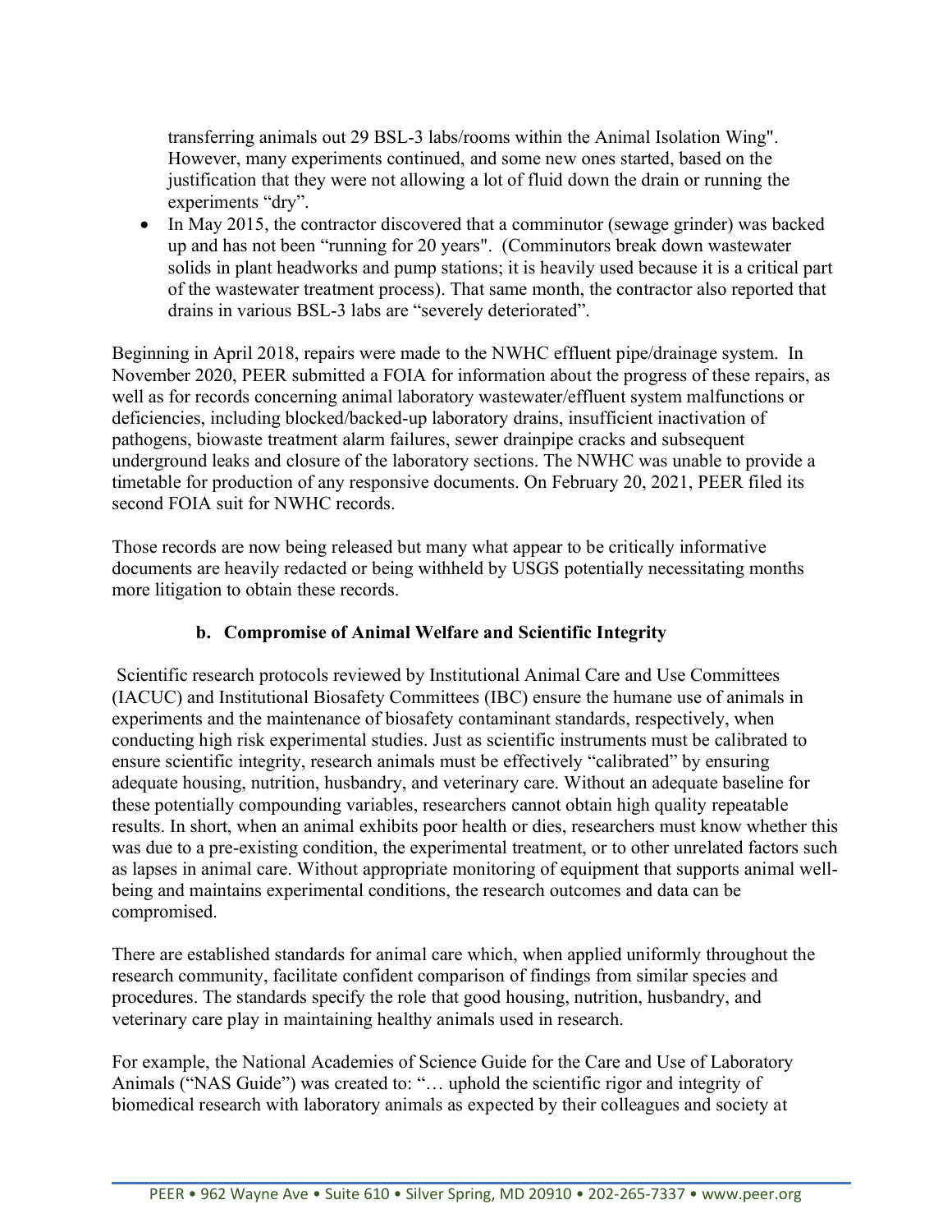transferring animals out 29 BSL-3 labs/rooms within the Animal Isolation Wing". However, many experiments continued, and some new ones started, based on the justification that they were not allowing a lot of fluid down the drain or running the experiments "dry".

- In May 2015, the contractor discovered that a comminutor (sewage grinder) was backed up and has not been "running for 20 years". (Comminutors break down wastewater solids in plant headworks and pump stations; it is heavily used because it is a critical part of the wastewater treatment process). That same month, the contractor also reported that drains in various BSL-3 labs are "severely deteriorated".

Beginning in April 2018, repairs were made to the NWHC effluent pipe/drainage system. In November 2020, PEER submitted a FOIA for information about the progress of these repairs, as well as for records concerning animal laboratory wastewater/effluent system malfunctions or deficiencies, including blocked/backed-up laboratory drains, insufficient inactivation of pathogens, biowaste treatment alarm failures, sewer drainpipe cracks and subsequent underground leaks and closure of the laboratory sections. The NWHC was unable to provide a timetable for production of any responsive documents. On February 20, 2021, PEER filed its second FOIA suit for NWHC records.

Those records are now being released but many what appear to be critically informative documents are heavily redacted or being withheld by USGS potentially necessitating months more litigation to obtain these records.

### b. Compromise of Animal Welfare and Scientific Integrity

Scientific research protocols reviewed by Institutional Animal Care and Use Committees (IACUC) and Institutional Biosafety Committees (IBC) ensure the humane use of animals in experiments and the maintenance of biosafety contaminant standards, respectively, when conducting high risk experimental studies. Just as scientific instruments must be calibrated to ensure scientific integrity, research animals must be effectively "calibrated" by ensuring adequate housing, nutrition, husbandry, and veterinary care. Without an adequate baseline for these potentially compounding variables, researchers cannot obtain high quality repeatable results. In short, when an animal exhibits poor health or dies, researchers must know whether this was due to a pre-existing condition, the experimental treatment, or to other unrelated factors such as lapses in animal care. Without appropriate monitoring of equipment that supports animal well-being and maintains experimental conditions, the research outcomes and data can be compromised.

There are established standards for animal care which, when applied uniformly throughout the research community, facilitate confident comparison of findings from similar species and procedures. The standards specify the role that good housing, nutrition, husbandry, and veterinary care play in maintaining healthy animals used in research.

For example, the National Academies of Science Guide for the Care and Use of Laboratory Animals ("NAS Guide") was created to: "… uphold the scientific rigor and integrity of biomedical research with laboratory animals as expected by their colleagues and society at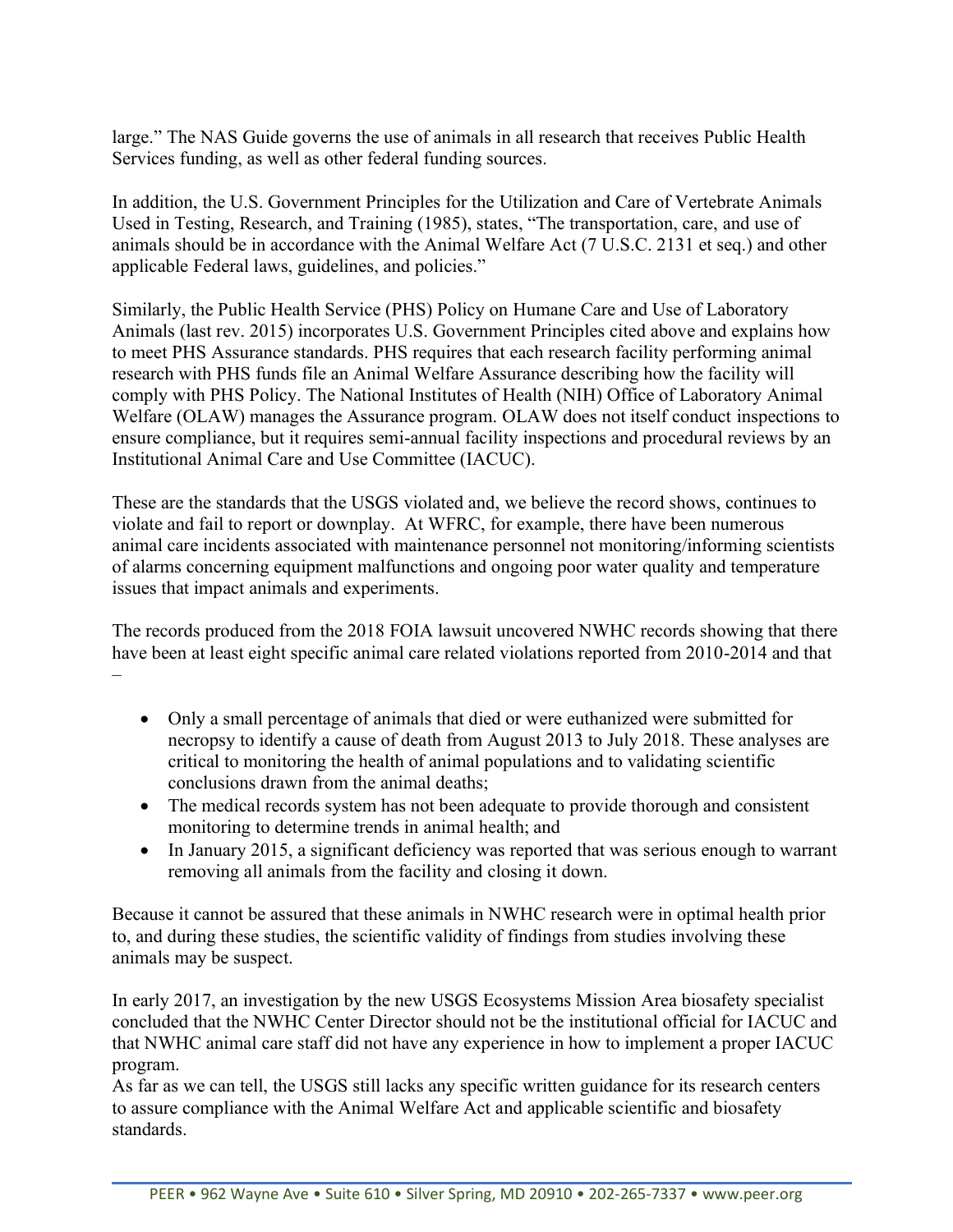large." The NAS Guide governs the use of animals in all research that receives Public Health Services funding, as well as other federal funding sources.

In addition, the U.S. Government Principles for the Utilization and Care of Vertebrate Animals Used in Testing, Research, and Training (1985), states, "The transportation, care, and use of animals should be in accordance with the Animal Welfare Act (7 U.S.C. 2131 et seq.) and other applicable Federal laws, guidelines, and policies."

Similarly, the Public Health Service (PHS) Policy on Humane Care and Use of Laboratory Animals (last rev. 2015) incorporates U.S. Government Principles cited above and explains how to meet PHS Assurance standards. PHS requires that each research facility performing animal research with PHS funds file an Animal Welfare Assurance describing how the facility will comply with PHS Policy. The National Institutes of Health (NIH) Office of Laboratory Animal Welfare (OLAW) manages the Assurance program. OLAW does not itself conduct inspections to ensure compliance, but it requires semi-annual facility inspections and procedural reviews by an Institutional Animal Care and Use Committee (IACUC).

These are the standards that the USGS violated and, we believe the record shows, continues to violate and fail to report or downplay. At WFRC, for example, there have been numerous animal care incidents associated with maintenance personnel not monitoring/informing scientists of alarms concerning equipment malfunctions and ongoing poor water quality and temperature issues that impact animals and experiments.

The records produced from the 2018 FOIA lawsuit uncovered NWHC records showing that there have been at least eight specific animal care related violations reported from 2010-2014 and that –

- Only a small percentage of animals that died or were euthanized were submitted for necropsy to identify a cause of death from August 2013 to July 2018. These analyses are critical to monitoring the health of animal populations and to validating scientific conclusions drawn from the animal deaths;
- The medical records system has not been adequate to provide thorough and consistent monitoring to determine trends in animal health; and
- In January 2015, a significant deficiency was reported that was serious enough to warrant removing all animals from the facility and closing it down.

Because it cannot be assured that these animals in NWHC research were in optimal health prior to, and during these studies, the scientific validity of findings from studies involving these animals may be suspect.

In early 2017, an investigation by the new USGS Ecosystems Mission Area biosafety specialist concluded that the NWHC Center Director should not be the institutional official for IACUC and that NWHC animal care staff did not have any experience in how to implement a proper IACUC program.

As far as we can tell, the USGS still lacks any specific written guidance for its research centers to assure compliance with the Animal Welfare Act and applicable scientific and biosafety standards.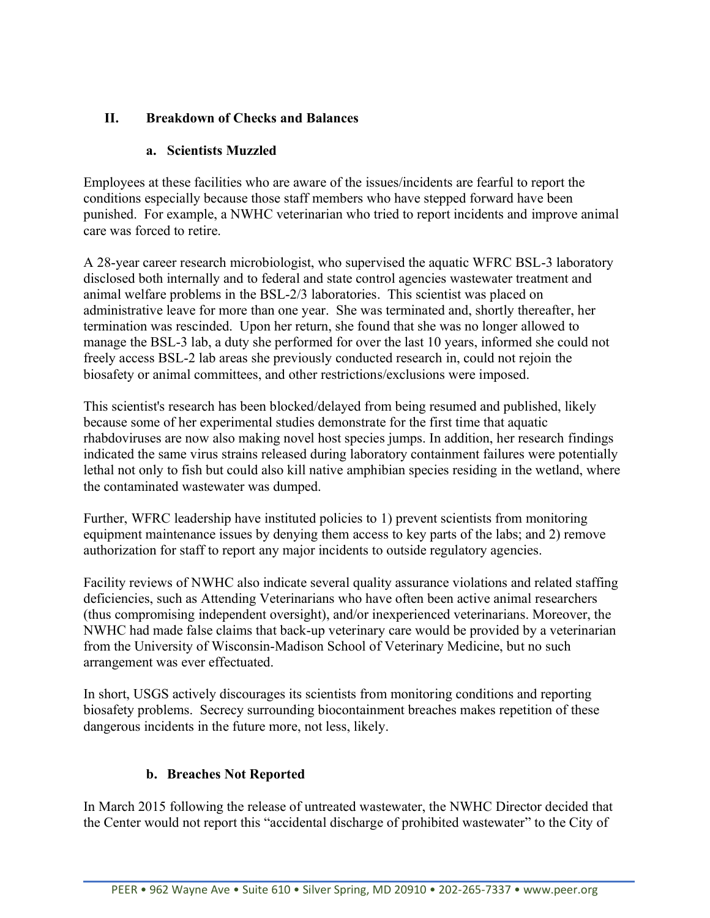## II. Breakdown of Checks and Balances

### a. Scientists Muzzled

Employees at these facilities who are aware of the issues/incidents are fearful to report the conditions especially because those staff members who have stepped forward have been punished. For example, a NWHC veterinarian who tried to report incidents and improve animal care was forced to retire.

A 28-year career research microbiologist, who supervised the aquatic WFRC BSL-3 laboratory disclosed both internally and to federal and state control agencies wastewater treatment and animal welfare problems in the BSL-2/3 laboratories. This scientist was placed on administrative leave for more than one year. She was terminated and, shortly thereafter, her termination was rescinded. Upon her return, she found that she was no longer allowed to manage the BSL-3 lab, a duty she performed for over the last 10 years, informed she could not freely access BSL-2 lab areas she previously conducted research in, could not rejoin the biosafety or animal committees, and other restrictions/exclusions were imposed.

This scientist's research has been blocked/delayed from being resumed and published, likely because some of her experimental studies demonstrate for the first time that aquatic rhabdoviruses are now also making novel host species jumps. In addition, her research findings indicated the same virus strains released during laboratory containment failures were potentially lethal not only to fish but could also kill native amphibian species residing in the wetland, where the contaminated wastewater was dumped.

Further, WFRC leadership have instituted policies to 1) prevent scientists from monitoring equipment maintenance issues by denying them access to key parts of the labs; and 2) remove authorization for staff to report any major incidents to outside regulatory agencies.

Facility reviews of NWHC also indicate several quality assurance violations and related staffing deficiencies, such as Attending Veterinarians who have often been active animal researchers (thus compromising independent oversight), and/or inexperienced veterinarians. Moreover, the NWHC had made false claims that back-up veterinary care would be provided by a veterinarian from the University of Wisconsin-Madison School of Veterinary Medicine, but no such arrangement was ever effectuated.

In short, USGS actively discourages its scientists from monitoring conditions and reporting biosafety problems. Secrecy surrounding biocontainment breaches makes repetition of these dangerous incidents in the future more, not less, likely.

### b. Breaches Not Reported

In March 2015 following the release of untreated wastewater, the NWHC Director decided that the Center would not report this "accidental discharge of prohibited wastewater" to the City of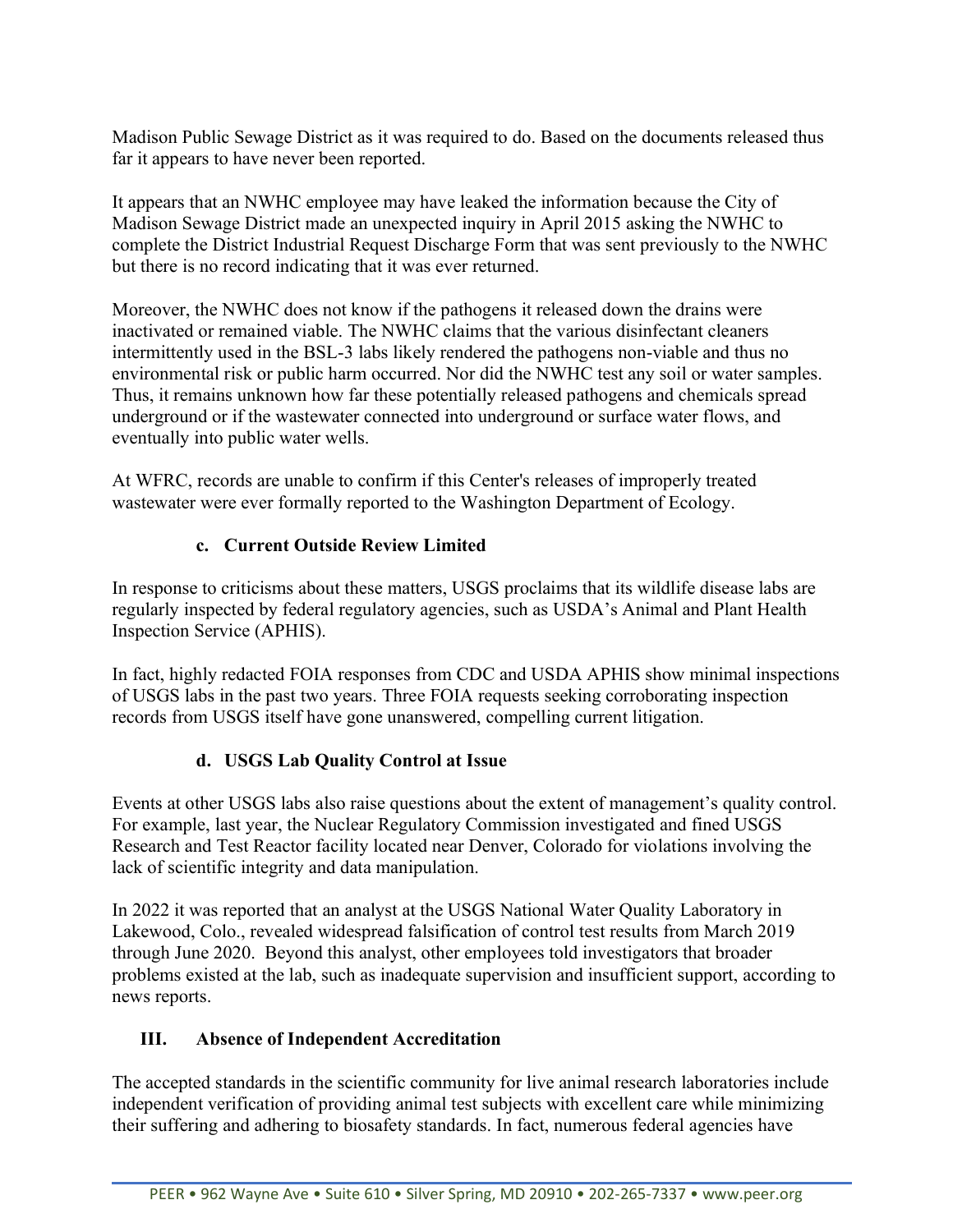Madison Public Sewage District as it was required to do. Based on the documents released thus far it appears to have never been reported.

It appears that an NWHC employee may have leaked the information because the City of Madison Sewage District made an unexpected inquiry in April 2015 asking the NWHC to complete the District Industrial Request Discharge Form that was sent previously to the NWHC but there is no record indicating that it was ever returned.

Moreover, the NWHC does not know if the pathogens it released down the drains were inactivated or remained viable. The NWHC claims that the various disinfectant cleaners intermittently used in the BSL-3 labs likely rendered the pathogens non-viable and thus no environmental risk or public harm occurred. Nor did the NWHC test any soil or water samples. Thus, it remains unknown how far these potentially released pathogens and chemicals spread underground or if the wastewater connected into underground or surface water flows, and eventually into public water wells.

At WFRC, records are unable to confirm if this Center's releases of improperly treated wastewater were ever formally reported to the Washington Department of Ecology.

### c. Current Outside Review Limited

In response to criticisms about these matters, USGS proclaims that its wildlife disease labs are regularly inspected by federal regulatory agencies, such as USDA's Animal and Plant Health Inspection Service (APHIS).

In fact, highly redacted FOIA responses from CDC and USDA APHIS show minimal inspections of USGS labs in the past two years. Three FOIA requests seeking corroborating inspection records from USGS itself have gone unanswered, compelling current litigation.

### d. USGS Lab Quality Control at Issue

Events at other USGS labs also raise questions about the extent of management's quality control. For example, last year, the Nuclear Regulatory Commission investigated and fined USGS Research and Test Reactor facility located near Denver, Colorado for violations involving the lack of scientific integrity and data manipulation.

In 2022 it was reported that an analyst at the USGS National Water Quality Laboratory in Lakewood, Colo., revealed widespread falsification of control test results from March 2019 through June 2020. Beyond this analyst, other employees told investigators that broader problems existed at the lab, such as inadequate supervision and insufficient support, according to news reports.

## III. Absence of Independent Accreditation

The accepted standards in the scientific community for live animal research laboratories include independent verification of providing animal test subjects with excellent care while minimizing their suffering and adhering to biosafety standards. In fact, numerous federal agencies have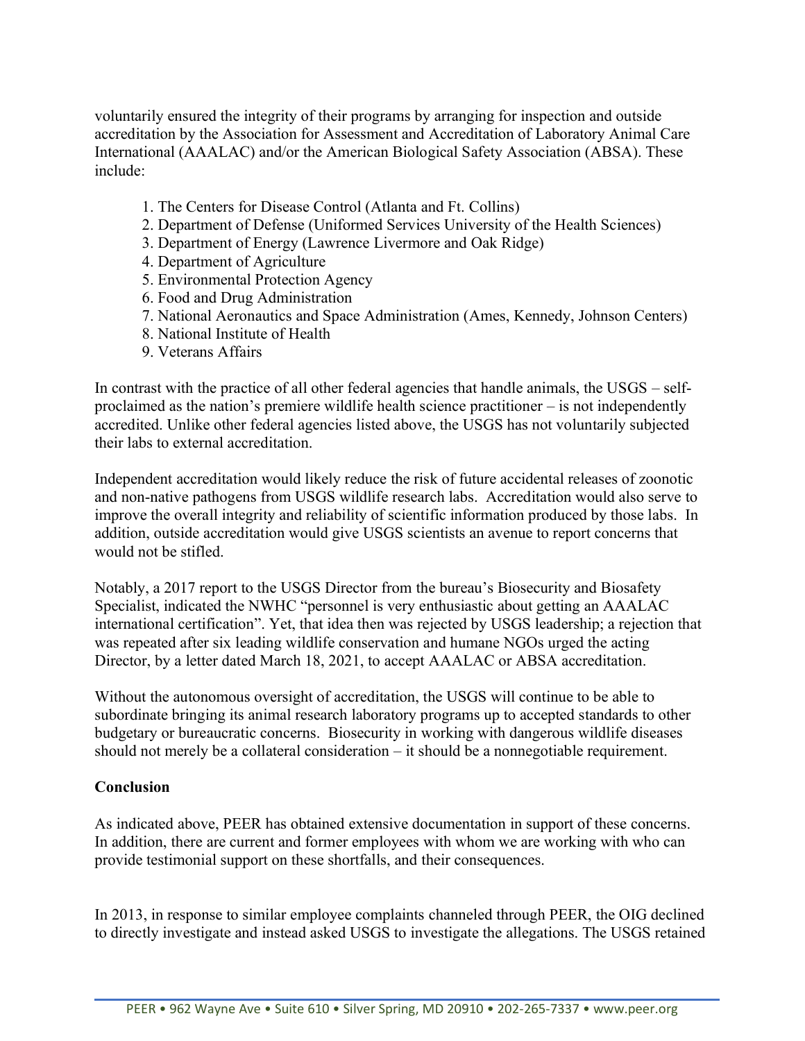voluntarily ensured the integrity of their programs by arranging for inspection and outside accreditation by the Association for Assessment and Accreditation of Laboratory Animal Care International (AAALAC) and/or the American Biological Safety Association (ABSA). These include:

1. The Centers for Disease Control (Atlanta and Ft. Collins)
2. Department of Defense (Uniformed Services University of the Health Sciences)
3. Department of Energy (Lawrence Livermore and Oak Ridge)
4. Department of Agriculture
5. Environmental Protection Agency
6. Food and Drug Administration
7. National Aeronautics and Space Administration (Ames, Kennedy, Johnson Centers)
8. National Institute of Health
9. Veterans Affairs

In contrast with the practice of all other federal agencies that handle animals, the USGS – self-proclaimed as the nation's premiere wildlife health science practitioner – is not independently accredited. Unlike other federal agencies listed above, the USGS has not voluntarily subjected their labs to external accreditation.

Independent accreditation would likely reduce the risk of future accidental releases of zoonotic and non-native pathogens from USGS wildlife research labs. Accreditation would also serve to improve the overall integrity and reliability of scientific information produced by those labs. In addition, outside accreditation would give USGS scientists an avenue to report concerns that would not be stifled.

Notably, a 2017 report to the USGS Director from the bureau's Biosecurity and Biosafety Specialist, indicated the NWHC "personnel is very enthusiastic about getting an AAALAC international certification". Yet, that idea then was rejected by USGS leadership; a rejection that was repeated after six leading wildlife conservation and humane NGOs urged the acting Director, by a letter dated March 18, 2021, to accept AAALAC or ABSA accreditation.

Without the autonomous oversight of accreditation, the USGS will continue to be able to subordinate bringing its animal research laboratory programs up to accepted standards to other budgetary or bureaucratic concerns. Biosecurity in working with dangerous wildlife diseases should not merely be a collateral consideration – it should be a nonnegotiable requirement.

**Conclusion**

As indicated above, PEER has obtained extensive documentation in support of these concerns. In addition, there are current and former employees with whom we are working with who can provide testimonial support on these shortfalls, and their consequences.

In 2013, in response to similar employee complaints channeled through PEER, the OIG declined to directly investigate and instead asked USGS to investigate the allegations. The USGS retained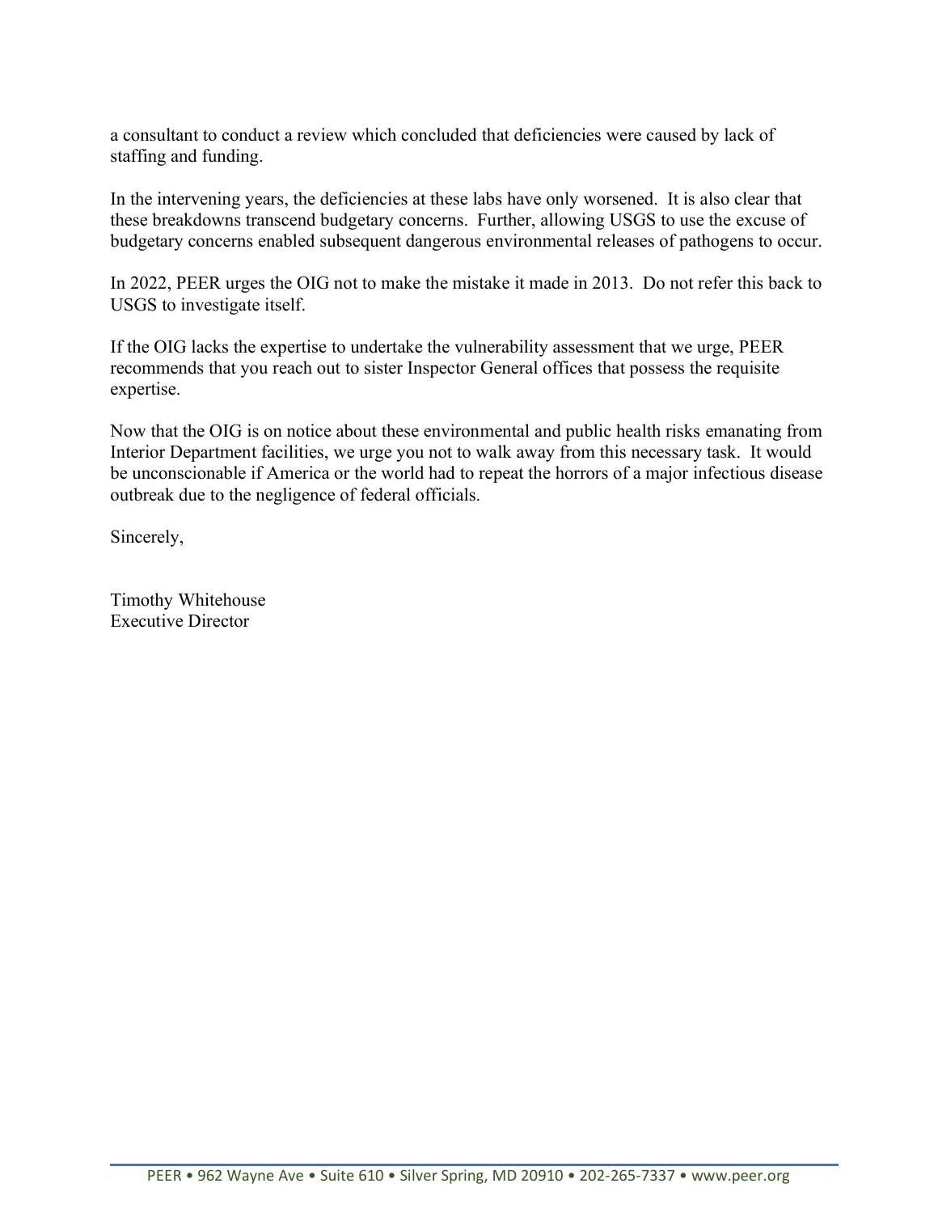a consultant to conduct a review which concluded that deficiencies were caused by lack of staffing and funding.

In the intervening years, the deficiencies at these labs have only worsened. It is also clear that these breakdowns transcend budgetary concerns. Further, allowing USGS to use the excuse of budgetary concerns enabled subsequent dangerous environmental releases of pathogens to occur.

In 2022, PEER urges the OIG not to make the mistake it made in 2013. Do not refer this back to USGS to investigate itself.

If the OIG lacks the expertise to undertake the vulnerability assessment that we urge, PEER recommends that you reach out to sister Inspector General offices that possess the requisite expertise.

Now that the OIG is on notice about these environmental and public health risks emanating from Interior Department facilities, we urge you not to walk away from this necessary task. It would be unconscionable if America or the world had to repeat the horrors of a major infectious disease outbreak due to the negligence of federal officials.

Sincerely,

Timothy Whitehouse
Executive Director

PEER • 962 Wayne Ave • Suite 610 • Silver Spring, MD 20910 • 202-265-7337 • www.peer.org